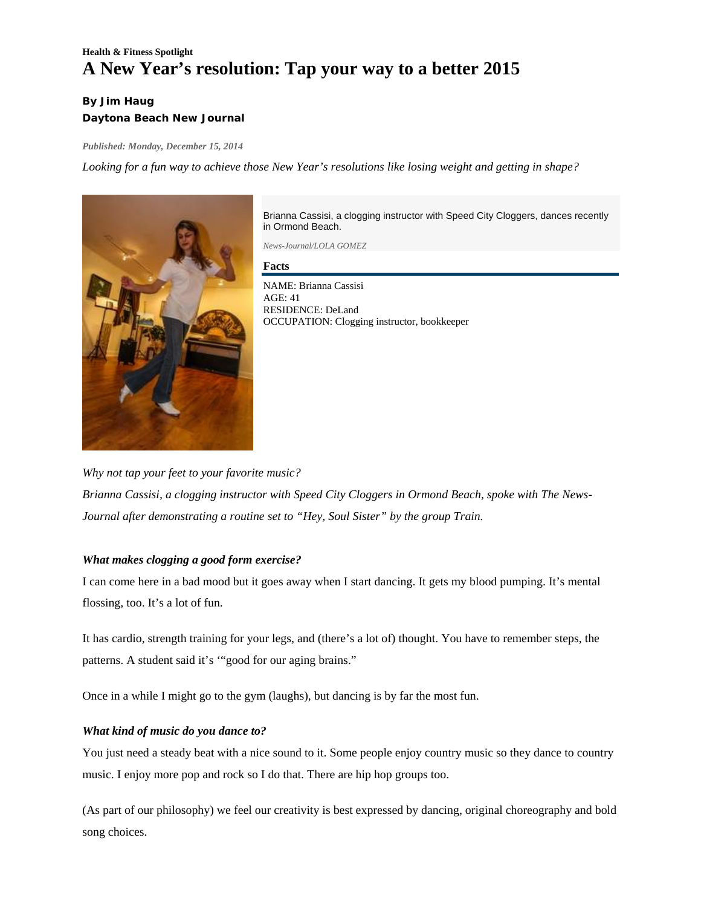**Health & Fitness Spotlight**

# A New Year's resolution: Tap your way to a better 2015

**By Jim Haug**
**Daytona Beach New Journal**

*Published: Monday, December 15, 2014*

*Looking for a fun way to achieve those New Year's resolutions like losing weight and getting in shape?*

Brianna Cassisi, a clogging instructor with Speed City Cloggers, dances recently in Ormond Beach.

*News-Journal/LOLA GOMEZ*

**Facts**

NAME: Brianna Cassisi
AGE: 41
RESIDENCE: DeLand
OCCUPATION: Clogging instructor, bookkeeper

*Why not tap your feet to your favorite music?*

*Brianna Cassisi, a clogging instructor with Speed City Cloggers in Ormond Beach, spoke with The News-Journal after demonstrating a routine set to "Hey, Soul Sister" by the group Train.*

***What makes clogging a good form exercise?***

I can come here in a bad mood but it goes away when I start dancing. It gets my blood pumping. It's mental flossing, too. It's a lot of fun.

It has cardio, strength training for your legs, and (there's a lot of) thought. You have to remember steps, the patterns. A student said it's '"good for our aging brains."

Once in a while I might go to the gym (laughs), but dancing is by far the most fun.

***What kind of music do you dance to?***

You just need a steady beat with a nice sound to it. Some people enjoy country music so they dance to country music. I enjoy more pop and rock so I do that. There are hip hop groups too.

(As part of our philosophy) we feel our creativity is best expressed by dancing, original choreography and bold song choices.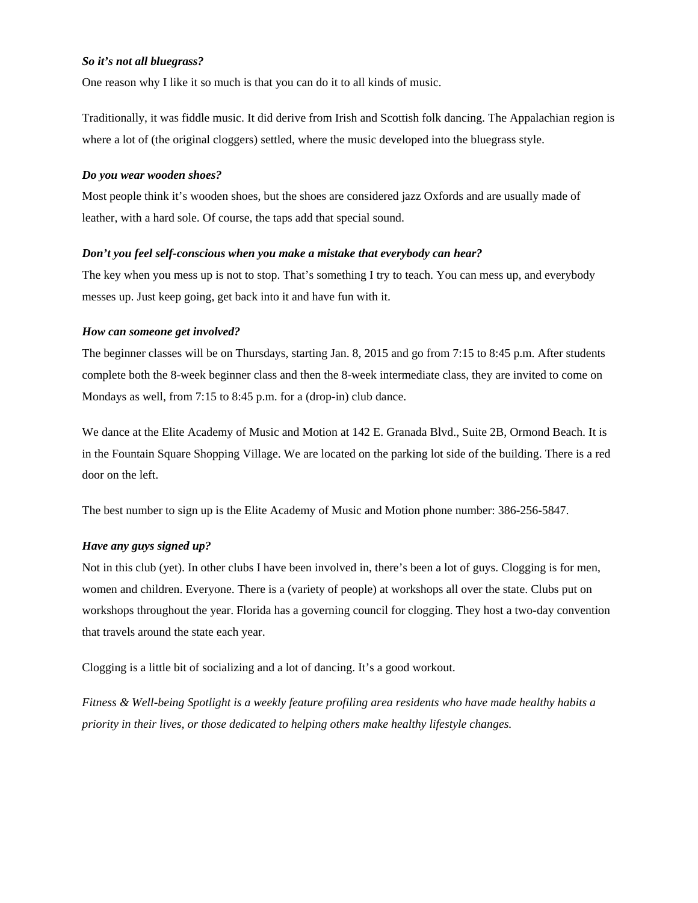***So it's not all bluegrass?***

One reason why I like it so much is that you can do it to all kinds of music.

Traditionally, it was fiddle music. It did derive from Irish and Scottish folk dancing. The Appalachian region is where a lot of (the original cloggers) settled, where the music developed into the bluegrass style.

***Do you wear wooden shoes?***

Most people think it's wooden shoes, but the shoes are considered jazz Oxfords and are usually made of leather, with a hard sole. Of course, the taps add that special sound.

***Don't you feel self-conscious when you make a mistake that everybody can hear?***

The key when you mess up is not to stop. That's something I try to teach. You can mess up, and everybody messes up. Just keep going, get back into it and have fun with it.

***How can someone get involved?***

The beginner classes will be on Thursdays, starting Jan. 8, 2015 and go from 7:15 to 8:45 p.m. After students complete both the 8-week beginner class and then the 8-week intermediate class, they are invited to come on Mondays as well, from 7:15 to 8:45 p.m. for a (drop-in) club dance.

We dance at the Elite Academy of Music and Motion at 142 E. Granada Blvd., Suite 2B, Ormond Beach. It is in the Fountain Square Shopping Village. We are located on the parking lot side of the building. There is a red door on the left.

The best number to sign up is the Elite Academy of Music and Motion phone number: 386-256-5847.

***Have any guys signed up?***

Not in this club (yet). In other clubs I have been involved in, there's been a lot of guys. Clogging is for men, women and children. Everyone. There is a (variety of people) at workshops all over the state. Clubs put on workshops throughout the year. Florida has a governing council for clogging. They host a two-day convention that travels around the state each year.

Clogging is a little bit of socializing and a lot of dancing. It's a good workout.

*Fitness & Well-being Spotlight is a weekly feature profiling area residents who have made healthy habits a priority in their lives, or those dedicated to helping others make healthy lifestyle changes.*